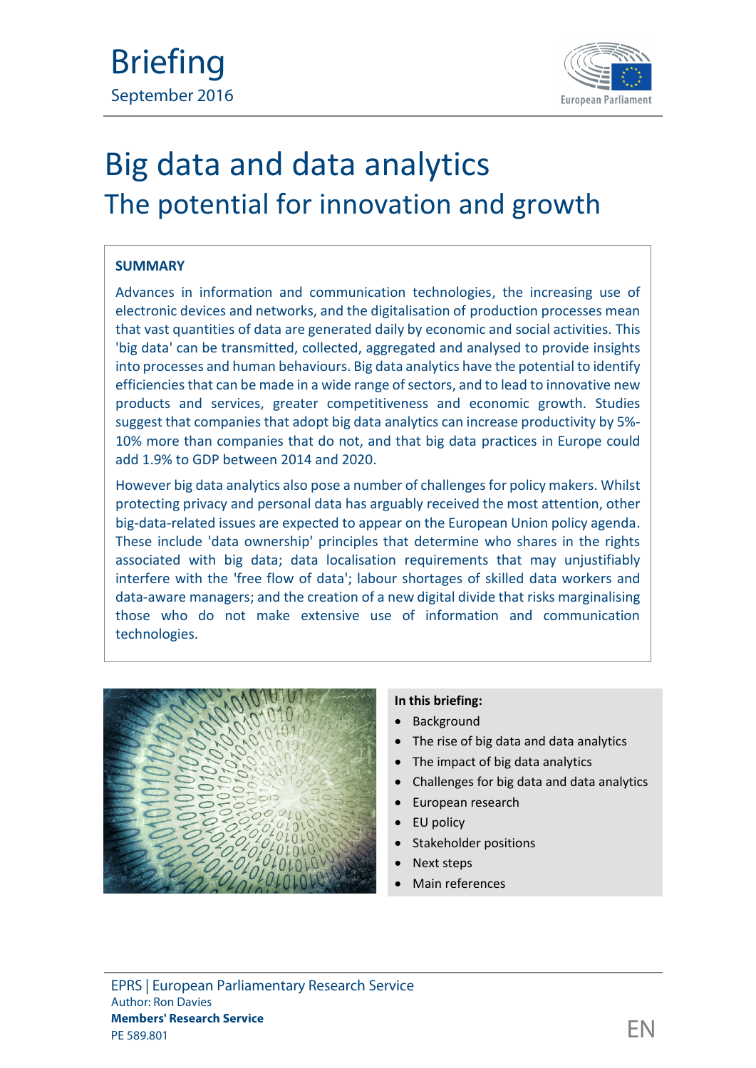Briefing

September 2016

# Big data and data analytics

## The potential for innovation and growth

**SUMMARY**

Advances in information and communication technologies, the increasing use of electronic devices and networks, and the digitalisation of production processes mean that vast quantities of data are generated daily by economic and social activities. This 'big data' can be transmitted, collected, aggregated and analysed to provide insights into processes and human behaviours. Big data analytics have the potential to identify efficiencies that can be made in a wide range of sectors, and to lead to innovative new products and services, greater competitiveness and economic growth. Studies suggest that companies that adopt big data analytics can increase productivity by 5%-10% more than companies that do not, and that big data practices in Europe could add 1.9% to GDP between 2014 and 2020.

However big data analytics also pose a number of challenges for policy makers. Whilst protecting privacy and personal data has arguably received the most attention, other big-data-related issues are expected to appear on the European Union policy agenda. These include 'data ownership' principles that determine who shares in the rights associated with big data; data localisation requirements that may unjustifiably interfere with the 'free flow of data'; labour shortages of skilled data workers and data-aware managers; and the creation of a new digital divide that risks marginalising those who do not make extensive use of information and communication technologies.

**In this briefing:**

- Background
- The rise of big data and data analytics
- The impact of big data analytics
- Challenges for big data and data analytics
- European research
- EU policy
- Stakeholder positions
- Next steps
- Main references

EPRS | European Parliamentary Research Service

Author: Ron Davies

**Members' Research Service**

PE 589.801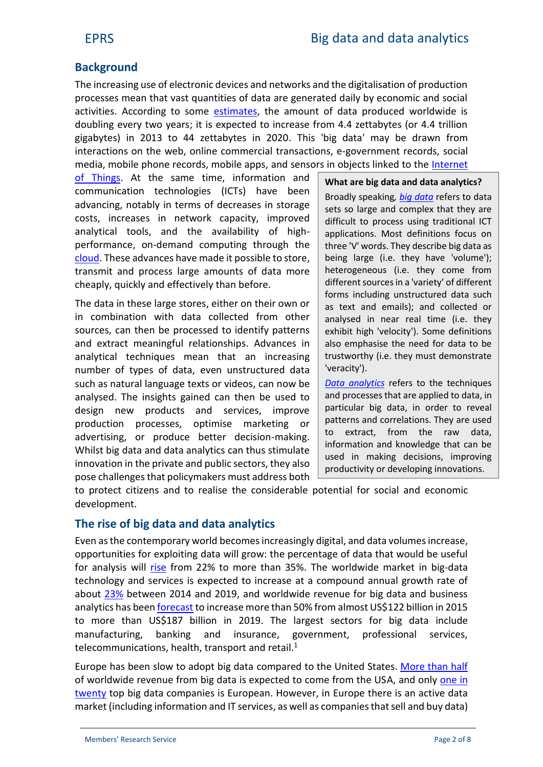## Background

The increasing use of electronic devices and networks and the digitalisation of production processes mean that vast quantities of data are generated daily by economic and social activities. According to some estimates, the amount of data produced worldwide is doubling every two years; it is expected to increase from 4.4 zettabytes (or 4.4 trillion gigabytes) in 2013 to 44 zettabytes in 2020. This 'big data' may be drawn from interactions on the web, online commercial transactions, e-government records, social media, mobile phone records, mobile apps, and sensors in objects linked to the Internet of Things. At the same time, information and communication technologies (ICTs) have been advancing, notably in terms of decreases in storage costs, increases in network capacity, improved analytical tools, and the availability of high-performance, on-demand computing through the cloud. These advances have made it possible to store, transmit and process large amounts of data more cheaply, quickly and effectively than before.

The data in these large stores, either on their own or in combination with data collected from other sources, can then be processed to identify patterns and extract meaningful relationships. Advances in analytical techniques mean that an increasing number of types of data, even unstructured data such as natural language texts or videos, can now be analysed. The insights gained can then be used to design new products and services, improve production processes, optimise marketing or advertising, or produce better decision-making. Whilst big data and data analytics can thus stimulate innovation in the private and public sectors, they also pose challenges that policymakers must address both to protect citizens and to realise the considerable potential for social and economic development.

**What are big data and data analytics?**

Broadly speaking, *big data* refers to data sets so large and complex that they are difficult to process using traditional ICT applications. Most definitions focus on three 'V' words. They describe big data as being large (i.e. they have 'volume'); heterogeneous (i.e. they come from different sources in a 'variety' of different forms including unstructured data such as text and emails); and collected or analysed in near real time (i.e. they exhibit high 'velocity'). Some definitions also emphasise the need for data to be trustworthy (i.e. they must demonstrate 'veracity').

*Data analytics* refers to the techniques and processes that are applied to data, in particular big data, in order to reveal patterns and correlations. They are used to extract, from the raw data, information and knowledge that can be used in making decisions, improving productivity or developing innovations.

## The rise of big data and data analytics

Even as the contemporary world becomes increasingly digital, and data volumes increase, opportunities for exploiting data will grow: the percentage of data that would be useful for analysis will rise from 22% to more than 35%. The worldwide market in big-data technology and services is expected to increase at a compound annual growth rate of about 23% between 2014 and 2019, and worldwide revenue for big data and business analytics has been forecast to increase more than 50% from almost US$122 billion in 2015 to more than US$187 billion in 2019. The largest sectors for big data include manufacturing, banking and insurance, government, professional services, telecommunications, health, transport and retail.[1]

Europe has been slow to adopt big data compared to the United States. More than half of worldwide revenue from big data is expected to come from the USA, and only one in twenty top big data companies is European. However, in Europe there is an active data market (including information and IT services, as well as companies that sell and buy data)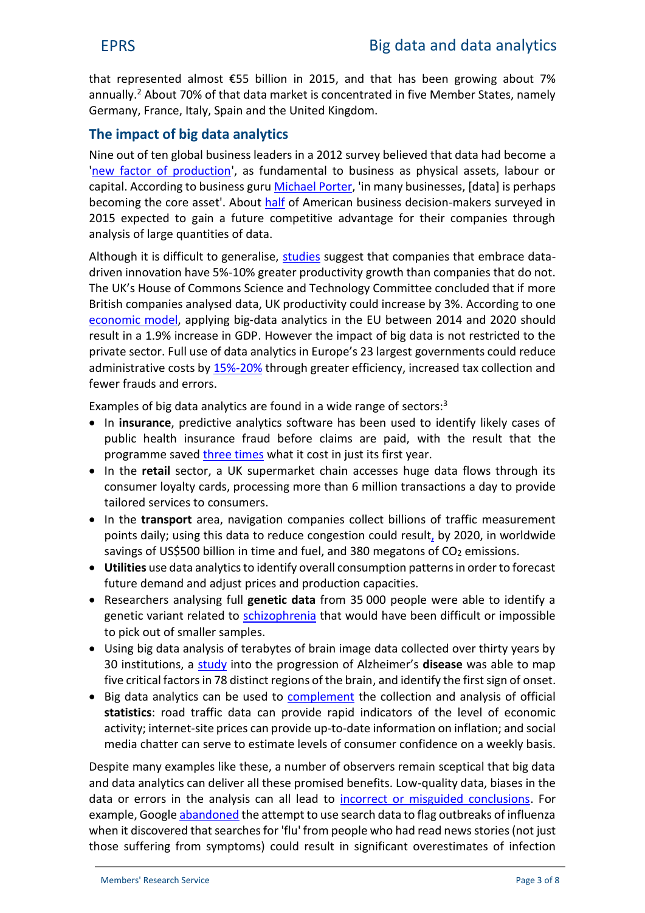that represented almost €55 billion in 2015, and that has been growing about 7% annually.[2] About 70% of that data market is concentrated in five Member States, namely Germany, France, Italy, Spain and the United Kingdom.

## The impact of big data analytics

Nine out of ten global business leaders in a 2012 survey believed that data had become a 'new factor of production', as fundamental to business as physical assets, labour or capital. According to business guru Michael Porter, 'in many businesses, [data] is perhaps becoming the core asset'. About half of American business decision-makers surveyed in 2015 expected to gain a future competitive advantage for their companies through analysis of large quantities of data.

Although it is difficult to generalise, studies suggest that companies that embrace data-driven innovation have 5%-10% greater productivity growth than companies that do not. The UK's House of Commons Science and Technology Committee concluded that if more British companies analysed data, UK productivity could increase by 3%. According to one economic model, applying big-data analytics in the EU between 2014 and 2020 should result in a 1.9% increase in GDP. However the impact of big data is not restricted to the private sector. Full use of data analytics in Europe's 23 largest governments could reduce administrative costs by 15%-20% through greater efficiency, increased tax collection and fewer frauds and errors.

Examples of big data analytics are found in a wide range of sectors:[3]

- In **insurance**, predictive analytics software has been used to identify likely cases of public health insurance fraud before claims are paid, with the result that the programme saved three times what it cost in just its first year.
- In the **retail** sector, a UK supermarket chain accesses huge data flows through its consumer loyalty cards, processing more than 6 million transactions a day to provide tailored services to consumers.
- In the **transport** area, navigation companies collect billions of traffic measurement points daily; using this data to reduce congestion could result, by 2020, in worldwide savings of US$500 billion in time and fuel, and 380 megatons of $CO_2$ emissions.
- **Utilities** use data analytics to identify overall consumption patterns in order to forecast future demand and adjust prices and production capacities.
- Researchers analysing full **genetic data** from 35 000 people were able to identify a genetic variant related to schizophrenia that would have been difficult or impossible to pick out of smaller samples.
- Using big data analysis of terabytes of brain image data collected over thirty years by 30 institutions, a study into the progression of Alzheimer's **disease** was able to map five critical factors in 78 distinct regions of the brain, and identify the first sign of onset.
- Big data analytics can be used to complement the collection and analysis of official **statistics**: road traffic data can provide rapid indicators of the level of economic activity; internet-site prices can provide up-to-date information on inflation; and social media chatter can serve to estimate levels of consumer confidence on a weekly basis.

Despite many examples like these, a number of observers remain sceptical that big data and data analytics can deliver all these promised benefits. Low-quality data, biases in the data or errors in the analysis can all lead to incorrect or misguided conclusions. For example, Google abandoned the attempt to use search data to flag outbreaks of influenza when it discovered that searches for 'flu' from people who had read news stories (not just those suffering from symptoms) could result in significant overestimates of infection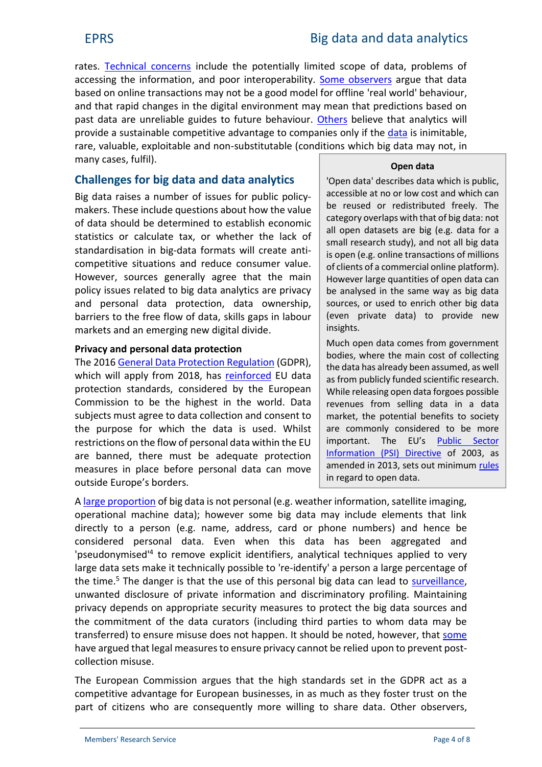rates. Technical concerns include the potentially limited scope of data, problems of accessing the information, and poor interoperability. Some observers argue that data based on online transactions may not be a good model for offline 'real world' behaviour, and that rapid changes in the digital environment may mean that predictions based on past data are unreliable guides to future behaviour. Others believe that analytics will provide a sustainable competitive advantage to companies only if the data is inimitable, rare, valuable, exploitable and non-substitutable (conditions which big data may not, in many cases, fulfil).

## Challenges for big data and data analytics

Big data raises a number of issues for public policy-makers. These include questions about how the value of data should be determined to establish economic statistics or calculate tax, or whether the lack of standardisation in big-data formats will create anti-competitive situations and reduce consumer value. However, sources generally agree that the main policy issues related to big data analytics are privacy and personal data protection, data ownership, barriers to the free flow of data, skills gaps in labour markets and an emerging new digital divide.

### Privacy and personal data protection

The 2016 General Data Protection Regulation (GDPR), which will apply from 2018, has reinforced EU data protection standards, considered by the European Commission to be the highest in the world. Data subjects must agree to data collection and consent to the purpose for which the data is used. Whilst restrictions on the flow of personal data within the EU are banned, there must be adequate protection measures in place before personal data can move outside Europe's borders.

> **Open data**
>
> 'Open data' describes data which is public, accessible at no or low cost and which can be reused or redistributed freely. The category overlaps with that of big data: not all open datasets are big (e.g. data for a small research study), and not all big data is open (e.g. online transactions of millions of clients of a commercial online platform). However large quantities of open data can be analysed in the same way as big data sources, or used to enrich other big data (even private data) to provide new insights.
>
> Much open data comes from government bodies, where the main cost of collecting the data has already been assumed, as well as from publicly funded scientific research. While releasing open data forgoes possible revenues from selling data in a data market, the potential benefits to society are commonly considered to be more important. The EU's Public Sector Information (PSI) Directive of 2003, as amended in 2013, sets out minimum rules in regard to open data.

A large proportion of big data is not personal (e.g. weather information, satellite imaging, operational machine data); however some big data may include elements that link directly to a person (e.g. name, address, card or phone numbers) and hence be considered personal data. Even when this data has been aggregated and 'pseudonymised'[4] to remove explicit identifiers, analytical techniques applied to very large data sets make it technically possible to 're-identify' a person a large percentage of the time.[5] The danger is that the use of this personal big data can lead to surveillance, unwanted disclosure of private information and discriminatory profiling. Maintaining privacy depends on appropriate security measures to protect the big data sources and the commitment of the data curators (including third parties to whom data may be transferred) to ensure misuse does not happen. It should be noted, however, that some have argued that legal measures to ensure privacy cannot be relied upon to prevent post-collection misuse.

The European Commission argues that the high standards set in the GDPR act as a competitive advantage for European businesses, in as much as they foster trust on the part of citizens who are consequently more willing to share data. Other observers,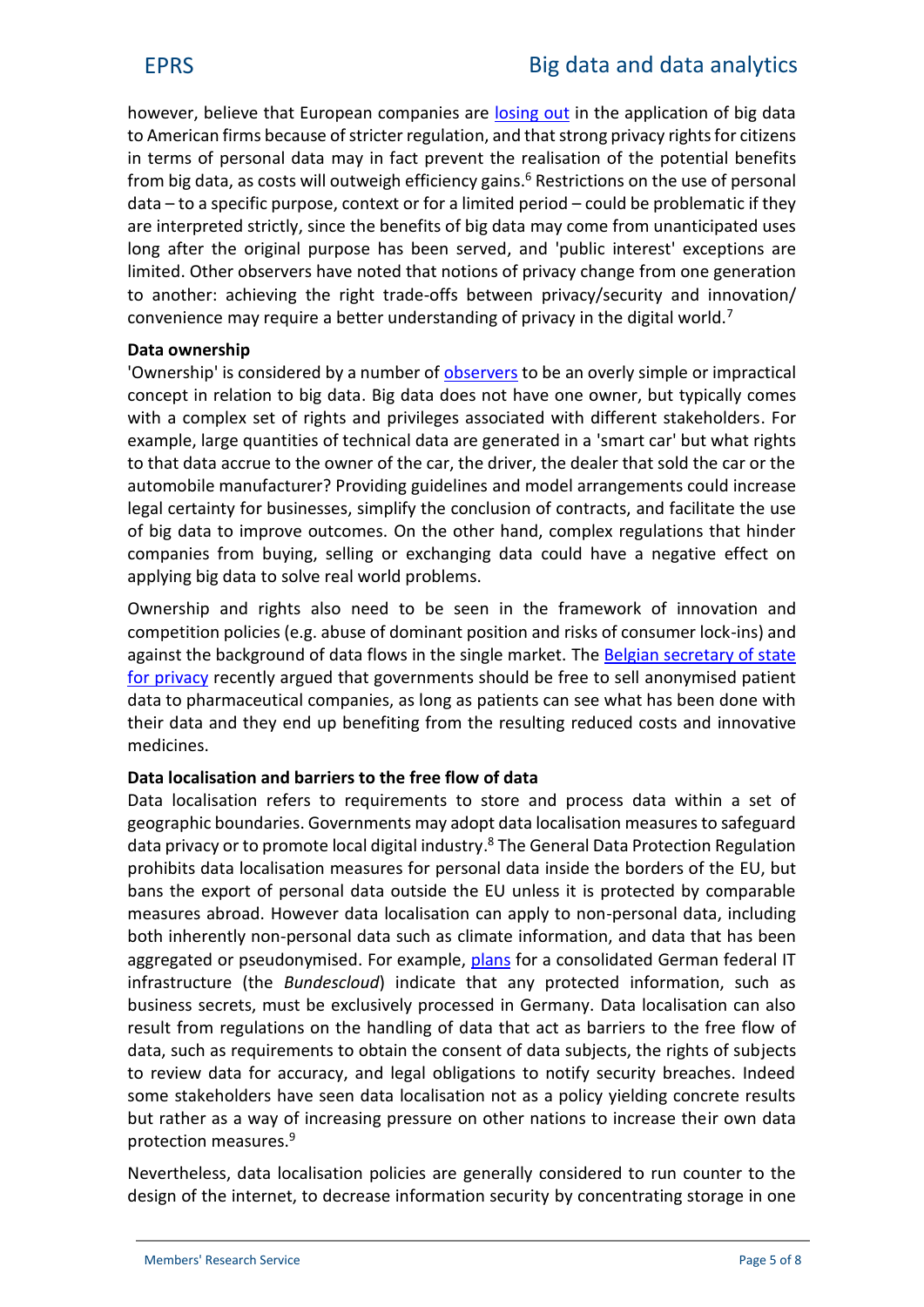however, believe that European companies are losing out in the application of big data to American firms because of stricter regulation, and that strong privacy rights for citizens in terms of personal data may in fact prevent the realisation of the potential benefits from big data, as costs will outweigh efficiency gains.[6] Restrictions on the use of personal data – to a specific purpose, context or for a limited period – could be problematic if they are interpreted strictly, since the benefits of big data may come from unanticipated uses long after the original purpose has been served, and 'public interest' exceptions are limited. Other observers have noted that notions of privacy change from one generation to another: achieving the right trade-offs between privacy/security and innovation/ convenience may require a better understanding of privacy in the digital world.[7]

**Data ownership**

'Ownership' is considered by a number of observers to be an overly simple or impractical concept in relation to big data. Big data does not have one owner, but typically comes with a complex set of rights and privileges associated with different stakeholders. For example, large quantities of technical data are generated in a 'smart car' but what rights to that data accrue to the owner of the car, the driver, the dealer that sold the car or the automobile manufacturer? Providing guidelines and model arrangements could increase legal certainty for businesses, simplify the conclusion of contracts, and facilitate the use of big data to improve outcomes. On the other hand, complex regulations that hinder companies from buying, selling or exchanging data could have a negative effect on applying big data to solve real world problems.

Ownership and rights also need to be seen in the framework of innovation and competition policies (e.g. abuse of dominant position and risks of consumer lock-ins) and against the background of data flows in the single market. The Belgian secretary of state for privacy recently argued that governments should be free to sell anonymised patient data to pharmaceutical companies, as long as patients can see what has been done with their data and they end up benefiting from the resulting reduced costs and innovative medicines.

**Data localisation and barriers to the free flow of data**

Data localisation refers to requirements to store and process data within a set of geographic boundaries. Governments may adopt data localisation measures to safeguard data privacy or to promote local digital industry.[8] The General Data Protection Regulation prohibits data localisation measures for personal data inside the borders of the EU, but bans the export of personal data outside the EU unless it is protected by comparable measures abroad. However data localisation can apply to non-personal data, including both inherently non-personal data such as climate information, and data that has been aggregated or pseudonymised. For example, plans for a consolidated German federal IT infrastructure (the *Bundescloud*) indicate that any protected information, such as business secrets, must be exclusively processed in Germany. Data localisation can also result from regulations on the handling of data that act as barriers to the free flow of data, such as requirements to obtain the consent of data subjects, the rights of subjects to review data for accuracy, and legal obligations to notify security breaches. Indeed some stakeholders have seen data localisation not as a policy yielding concrete results but rather as a way of increasing pressure on other nations to increase their own data protection measures.[9]

Nevertheless, data localisation policies are generally considered to run counter to the design of the internet, to decrease information security by concentrating storage in one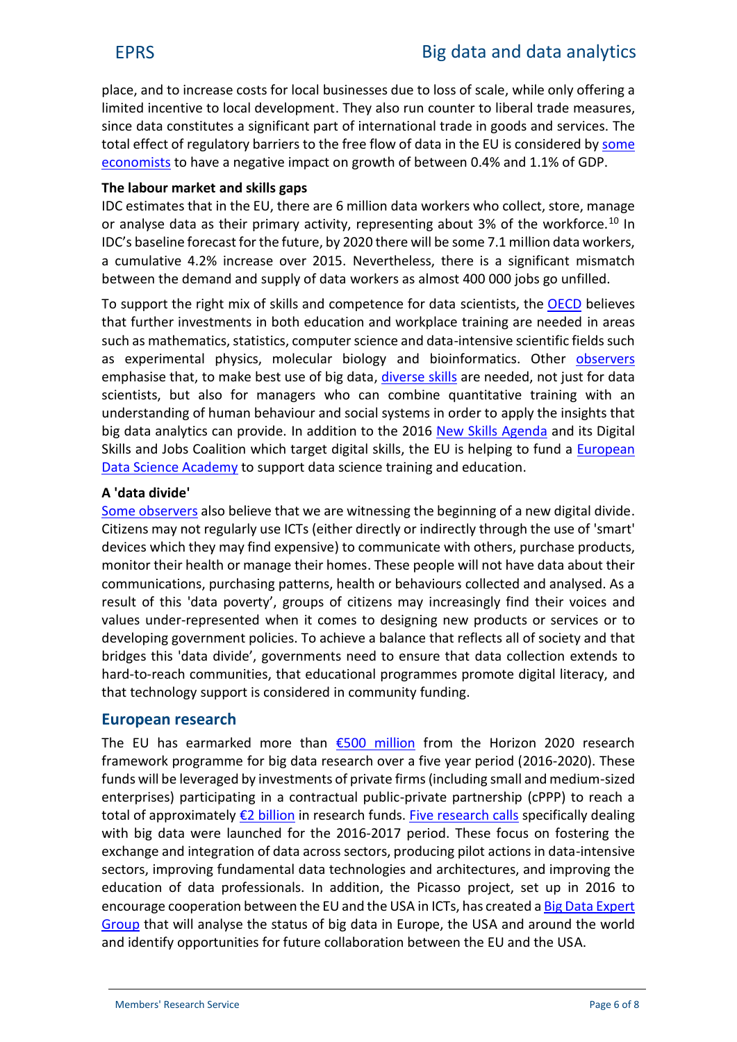place, and to increase costs for local businesses due to loss of scale, while only offering a limited incentive to local development. They also run counter to liberal trade measures, since data constitutes a significant part of international trade in goods and services. The total effect of regulatory barriers to the free flow of data in the EU is considered by some economists to have a negative impact on growth of between 0.4% and 1.1% of GDP.

**The labour market and skills gaps**

IDC estimates that in the EU, there are 6 million data workers who collect, store, manage or analyse data as their primary activity, representing about 3% of the workforce.[10] In IDC's baseline forecast for the future, by 2020 there will be some 7.1 million data workers, a cumulative 4.2% increase over 2015. Nevertheless, there is a significant mismatch between the demand and supply of data workers as almost 400 000 jobs go unfilled.

To support the right mix of skills and competence for data scientists, the OECD believes that further investments in both education and workplace training are needed in areas such as mathematics, statistics, computer science and data-intensive scientific fields such as experimental physics, molecular biology and bioinformatics. Other observers emphasise that, to make best use of big data, diverse skills are needed, not just for data scientists, but also for managers who can combine quantitative training with an understanding of human behaviour and social systems in order to apply the insights that big data analytics can provide. In addition to the 2016 New Skills Agenda and its Digital Skills and Jobs Coalition which target digital skills, the EU is helping to fund a European Data Science Academy to support data science training and education.

**A 'data divide'**

Some observers also believe that we are witnessing the beginning of a new digital divide. Citizens may not regularly use ICTs (either directly or indirectly through the use of 'smart' devices which they may find expensive) to communicate with others, purchase products, monitor their health or manage their homes. These people will not have data about their communications, purchasing patterns, health or behaviours collected and analysed. As a result of this 'data poverty', groups of citizens may increasingly find their voices and values under-represented when it comes to designing new products or services or to developing government policies. To achieve a balance that reflects all of society and that bridges this 'data divide', governments need to ensure that data collection extends to hard-to-reach communities, that educational programmes promote digital literacy, and that technology support is considered in community funding.

## European research

The EU has earmarked more than €500 million from the Horizon 2020 research framework programme for big data research over a five year period (2016-2020). These funds will be leveraged by investments of private firms (including small and medium-sized enterprises) participating in a contractual public-private partnership (cPPP) to reach a total of approximately €2 billion in research funds. Five research calls specifically dealing with big data were launched for the 2016-2017 period. These focus on fostering the exchange and integration of data across sectors, producing pilot actions in data-intensive sectors, improving fundamental data technologies and architectures, and improving the education of data professionals. In addition, the Picasso project, set up in 2016 to encourage cooperation between the EU and the USA in ICTs, has created a Big Data Expert Group that will analyse the status of big data in Europe, the USA and around the world and identify opportunities for future collaboration between the EU and the USA.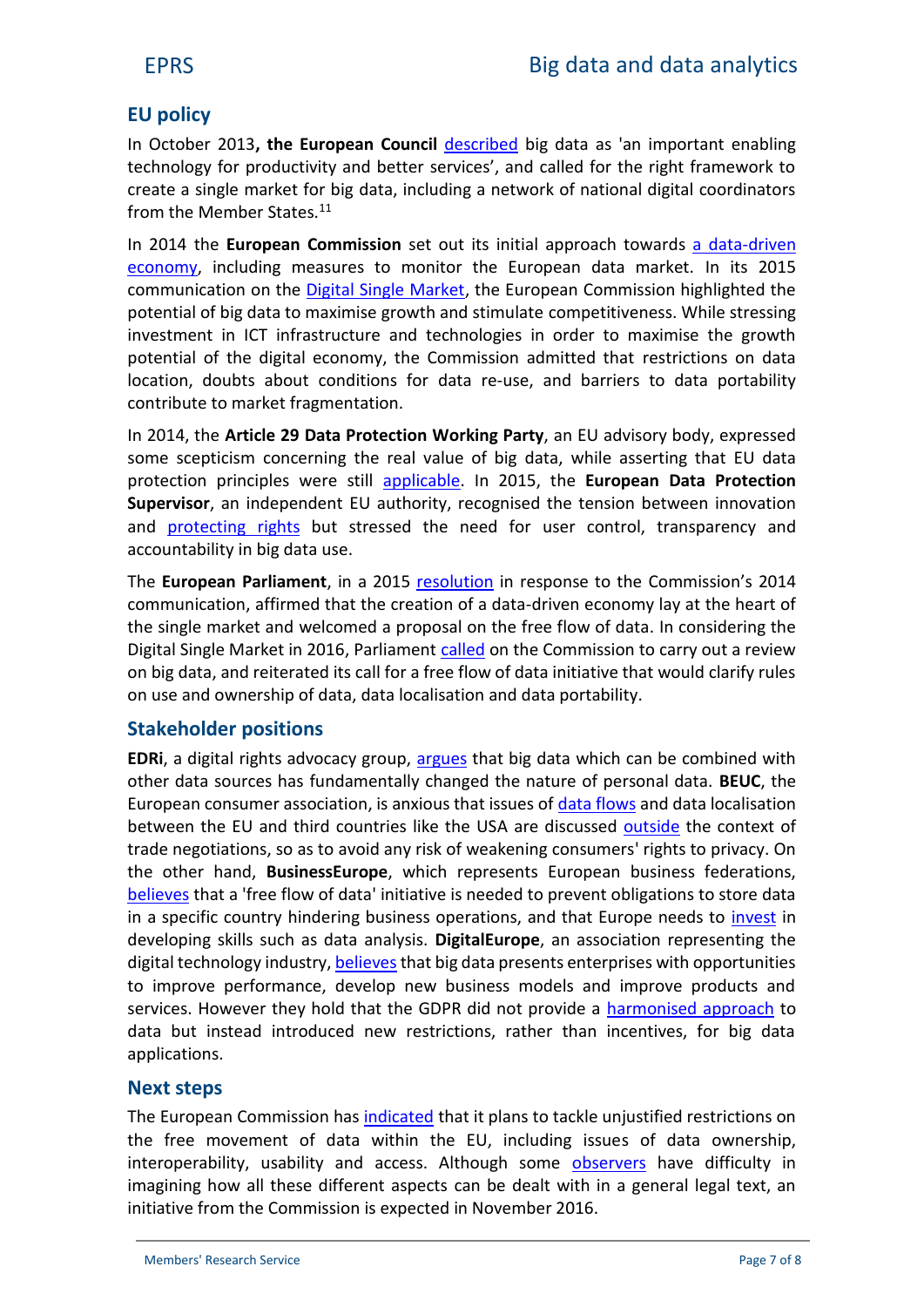## EU policy

In October 2013**, the European Council** described big data as 'an important enabling technology for productivity and better services', and called for the right framework to create a single market for big data, including a network of national digital coordinators from the Member States.[11]

In 2014 the **European Commission** set out its initial approach towards a data-driven economy, including measures to monitor the European data market. In its 2015 communication on the Digital Single Market, the European Commission highlighted the potential of big data to maximise growth and stimulate competitiveness. While stressing investment in ICT infrastructure and technologies in order to maximise the growth potential of the digital economy, the Commission admitted that restrictions on data location, doubts about conditions for data re-use, and barriers to data portability contribute to market fragmentation.

In 2014, the **Article 29 Data Protection Working Party**, an EU advisory body, expressed some scepticism concerning the real value of big data, while asserting that EU data protection principles were still applicable. In 2015, the **European Data Protection Supervisor**, an independent EU authority, recognised the tension between innovation and protecting rights but stressed the need for user control, transparency and accountability in big data use.

The **European Parliament**, in a 2015 resolution in response to the Commission's 2014 communication, affirmed that the creation of a data-driven economy lay at the heart of the single market and welcomed a proposal on the free flow of data. In considering the Digital Single Market in 2016, Parliament called on the Commission to carry out a review on big data, and reiterated its call for a free flow of data initiative that would clarify rules on use and ownership of data, data localisation and data portability.

## Stakeholder positions

**EDRi**, a digital rights advocacy group, argues that big data which can be combined with other data sources has fundamentally changed the nature of personal data. **BEUC**, the European consumer association, is anxious that issues of data flows and data localisation between the EU and third countries like the USA are discussed outside the context of trade negotiations, so as to avoid any risk of weakening consumers' rights to privacy. On the other hand, **BusinessEurope**, which represents European business federations, believes that a 'free flow of data' initiative is needed to prevent obligations to store data in a specific country hindering business operations, and that Europe needs to invest in developing skills such as data analysis. **DigitalEurope**, an association representing the digital technology industry, believes that big data presents enterprises with opportunities to improve performance, develop new business models and improve products and services. However they hold that the GDPR did not provide a harmonised approach to data but instead introduced new restrictions, rather than incentives, for big data applications.

## Next steps

The European Commission has indicated that it plans to tackle unjustified restrictions on the free movement of data within the EU, including issues of data ownership, interoperability, usability and access. Although some observers have difficulty in imagining how all these different aspects can be dealt with in a general legal text, an initiative from the Commission is expected in November 2016.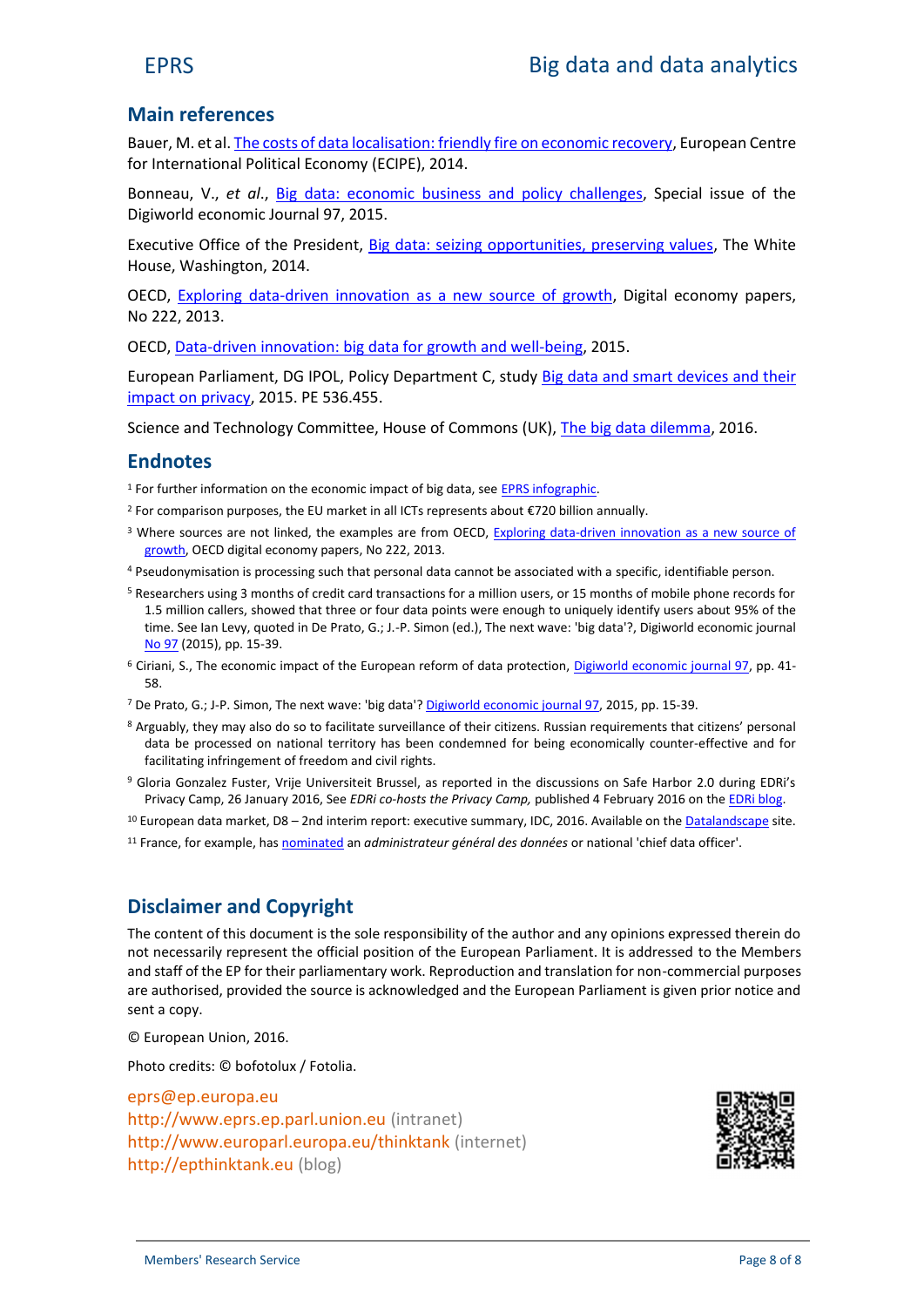## Main references

Bauer, M. et al. The costs of data localisation: friendly fire on economic recovery, European Centre for International Political Economy (ECIPE), 2014.

Bonneau, V., *et al.*, Big data: economic business and policy challenges, Special issue of the Digiworld economic Journal 97, 2015.

Executive Office of the President, Big data: seizing opportunities, preserving values, The White House, Washington, 2014.

OECD, Exploring data-driven innovation as a new source of growth, Digital economy papers, No 222, 2013.

OECD, Data-driven innovation: big data for growth and well-being, 2015.

European Parliament, DG IPOL, Policy Department C, study Big data and smart devices and their impact on privacy, 2015. PE 536.455.

Science and Technology Committee, House of Commons (UK), The big data dilemma, 2016.

## Endnotes

[1] For further information on the economic impact of big data, see EPRS infographic.

[2] For comparison purposes, the EU market in all ICTs represents about €720 billion annually.

[3] Where sources are not linked, the examples are from OECD, Exploring data-driven innovation as a new source of growth, OECD digital economy papers, No 222, 2013.

[4] Pseudonymisation is processing such that personal data cannot be associated with a specific, identifiable person.

[5] Researchers using 3 months of credit card transactions for a million users, or 15 months of mobile phone records for 1.5 million callers, showed that three or four data points were enough to uniquely identify users about 95% of the time. See Ian Levy, quoted in De Prato, G.; J.-P. Simon (ed.), The next wave: 'big data'?, Digiworld economic journal No 97 (2015), pp. 15-39.

[6] Ciriani, S., The economic impact of the European reform of data protection, Digiworld economic journal 97, pp. 41-58.

[7] De Prato, G.; J-P. Simon, The next wave: 'big data'? Digiworld economic journal 97, 2015, pp. 15-39.

[8] Arguably, they may also do so to facilitate surveillance of their citizens. Russian requirements that citizens' personal data be processed on national territory has been condemned for being economically counter-effective and for facilitating infringement of freedom and civil rights.

[9] Gloria Gonzalez Fuster, Vrije Universiteit Brussel, as reported in the discussions on Safe Harbor 2.0 during EDRi's Privacy Camp, 26 January 2016, See *EDRi co-hosts the Privacy Camp,* published 4 February 2016 on the EDRi blog.

[10] European data market, D8 – 2nd interim report: executive summary, IDC, 2016. Available on the Datalandscape site.

[11] France, for example, has nominated an *administrateur général des données* or national 'chief data officer'.

## Disclaimer and Copyright

The content of this document is the sole responsibility of the author and any opinions expressed therein do not necessarily represent the official position of the European Parliament. It is addressed to the Members and staff of the EP for their parliamentary work. Reproduction and translation for non-commercial purposes are authorised, provided the source is acknowledged and the European Parliament is given prior notice and sent a copy.

© European Union, 2016.

Photo credits: © bofotolux / Fotolia.

eprs@ep.europa.eu
http://www.eprs.ep.parl.union.eu (intranet)
http://www.europarl.europa.eu/thinktank (internet)
http://epthinktank.eu (blog)